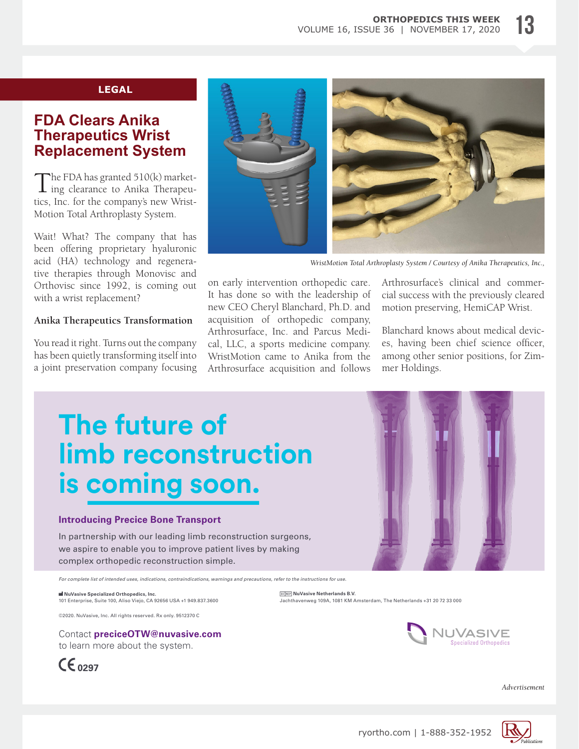LEGAL

# FDA Clears Anika Therapeutics Wrist Replacement System

The FDA has granted 510(k) marketing clearance to Anika Therapeutics, Inc. for the company's new WristMotion Total Arthroplasty System.

Wait! What? The company that has been offering proprietary hyaluronic acid (HA) technology and regenerative therapies through Monovisc and Orthovisc since 1992, is coming out with a wrist replacement?

### Anika Therapeutics Transformation

You read it right. Turns out the company has been quietly transforming itself into a joint preservation company focusing on early intervention orthopedic care. It has done so with the leadership of new CEO Cheryl Blanchard, Ph.D. and acquisition of orthopedic company, Arthrosurface, Inc. and Parcus Medical, LLC, a sports medicine company. WristMotion came to Anika from the Arthrosurface acquisition and follows Arthrosurface's clinical and commercial success with the previously cleared motion preserving, HemiCAP Wrist.

*WristMotion Total Arthroplasty System / Courtesy of Anika Therapeutics, Inc.,*

Blanchard knows about medical devices, having been chief science officer, among other senior positions, for Zimmer Holdings.

# The future of limb reconstruction is coming soon.

**Introducing Precice Bone Transport**

In partnership with our leading limb reconstruction surgeons, we aspire to enable you to improve patient lives by making complex orthopedic reconstruction simple.

*For complete list of intended uses, indications, contraindications, warnings and precautions, refer to the instructions for use.*

**NuVasive Specialized Orthopedics, Inc.**
101 Enterprise, Suite 100, Aliso Viejo, CA 92656 USA +1 949.837.3600

**NuVasive Netherlands B.V.**
Jachthavenweg 109A, 1081 KM Amsterdam, The Netherlands +31 20 72 33 000

©2020. NuVasive, Inc. All rights reserved. Rx only. 9512370 C

Contact **preciceOTW@nuvasive.com** to learn more about the system.

CE 0297

NUVASIVE Specialized Orthopedics

*Advertisement*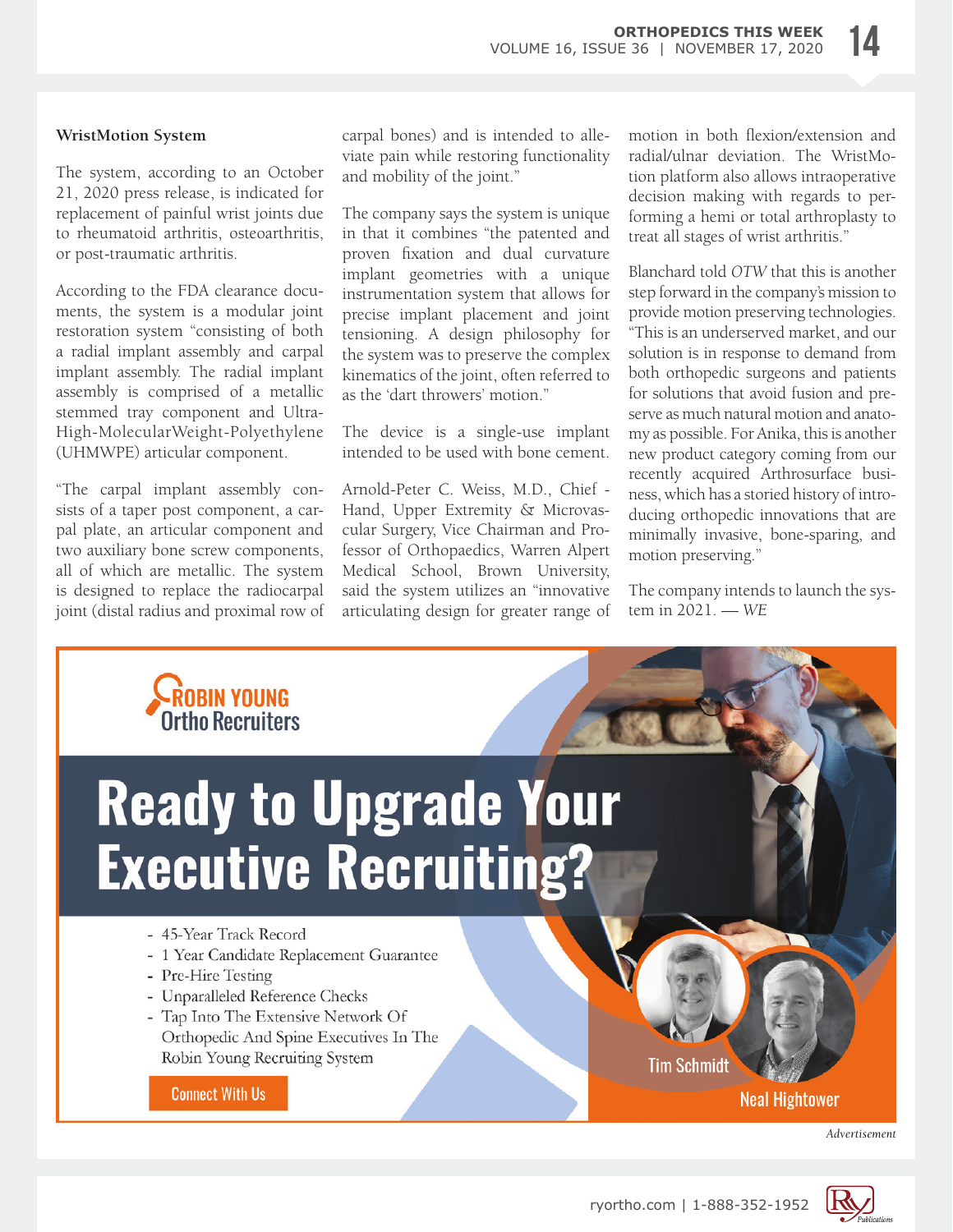### WristMotion System

The system, according to an October 21, 2020 press release, is indicated for replacement of painful wrist joints due to rheumatoid arthritis, osteoarthritis, or post-traumatic arthritis.

According to the FDA clearance documents, the system is a modular joint restoration system "consisting of both a radial implant assembly and carpal implant assembly. The radial implant assembly is comprised of a metallic stemmed tray component and Ultra-High-MolecularWeight-Polyethylene (UHMWPE) articular component.

"The carpal implant assembly consists of a taper post component, a carpal plate, an articular component and two auxiliary bone screw components, all of which are metallic. The system is designed to replace the radiocarpal joint (distal radius and proximal row of carpal bones) and is intended to alleviate pain while restoring functionality and mobility of the joint."

The company says the system is unique in that it combines "the patented and proven fixation and dual curvature implant geometries with a unique instrumentation system that allows for precise implant placement and joint tensioning. A design philosophy for the system was to preserve the complex kinematics of the joint, often referred to as the 'dart throwers' motion."

The device is a single-use implant intended to be used with bone cement.

Arnold-Peter C. Weiss, M.D., Chief - Hand, Upper Extremity & Microvascular Surgery, Vice Chairman and Professor of Orthopaedics, Warren Alpert Medical School, Brown University, said the system utilizes an "innovative articulating design for greater range of motion in both flexion/extension and radial/ulnar deviation. The WristMotion platform also allows intraoperative decision making with regards to performing a hemi or total arthroplasty to treat all stages of wrist arthritis."

Blanchard told *OTW* that this is another step forward in the company's mission to provide motion preserving technologies. "This is an underserved market, and our solution is in response to demand from both orthopedic surgeons and patients for solutions that avoid fusion and preserve as much natural motion and anatomy as possible. For Anika, this is another new product category coming from our recently acquired Arthrosurface business, which has a storied history of introducing orthopedic innovations that are minimally invasive, bone-sparing, and motion preserving."

The company intends to launch the system in 2021. — *WE*

ROBIN YOUNG Ortho Recruiters

## Ready to Upgrade Your Executive Recruiting?

- 45-Year Track Record
- 1 Year Candidate Replacement Guarantee
- Pre-Hire Testing
- Unparalleled Reference Checks
- Tap Into The Extensive Network Of Orthopedic And Spine Executives In The Robin Young Recruiting System

Connect With Us

Tim Schmidt

Neal Hightower

*Advertisement*

ryortho.com | 1-888-352-1952